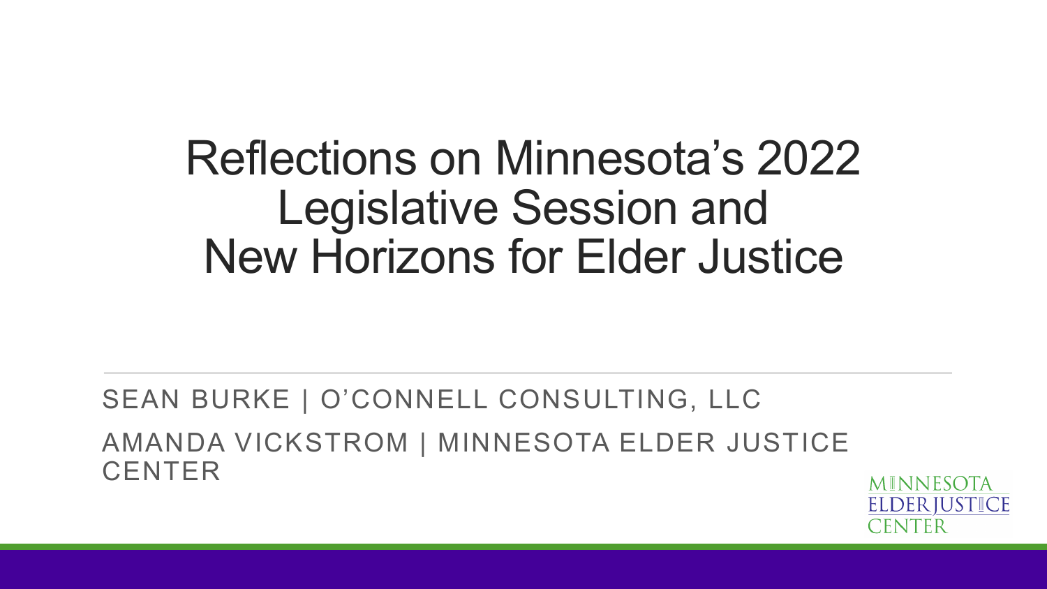# Reflections on Minnesota's 2022 Legislative Session and New Horizons for Elder Justice

SEAN BURKE | O'CONNELL CONSULTING, LLC

AMANDA VICKSTROM | MINNESOTA ELDER JUSTICE CENTER

MINNESOTA ELDER JUSTICE CENTER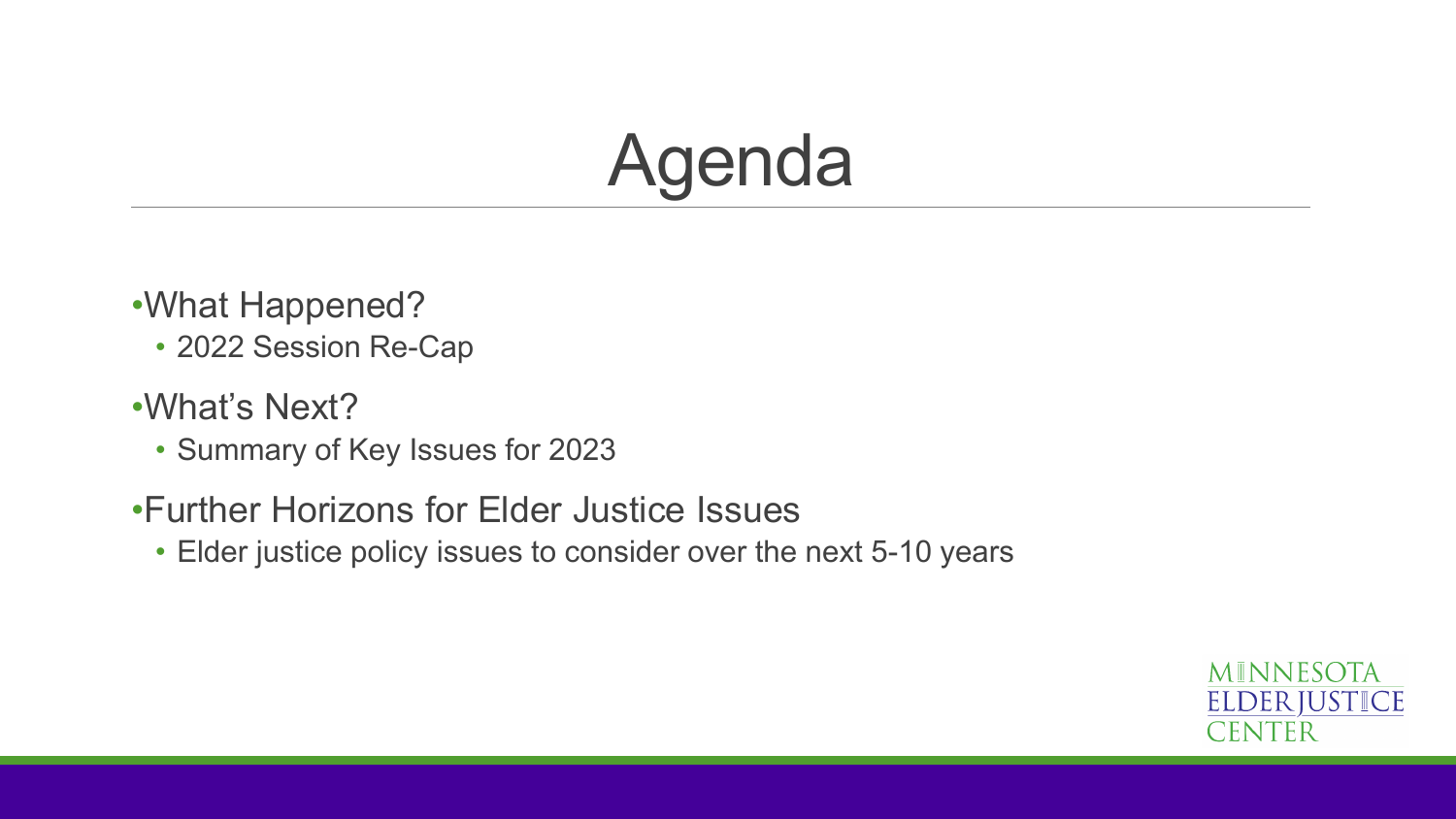# Agenda

- What Happened?
  - 2022 Session Re-Cap
- What's Next?
  - Summary of Key Issues for 2023
- Further Horizons for Elder Justice Issues
  - Elder justice policy issues to consider over the next 5-10 years

MINNESOTA ELDER JUSTICE CENTER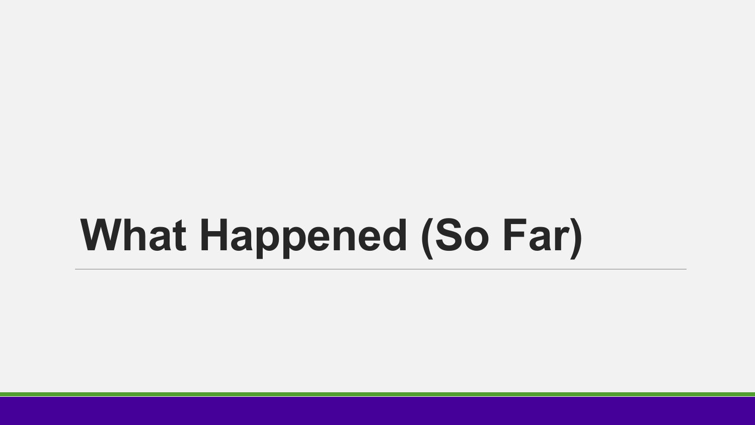# What Happened (So Far)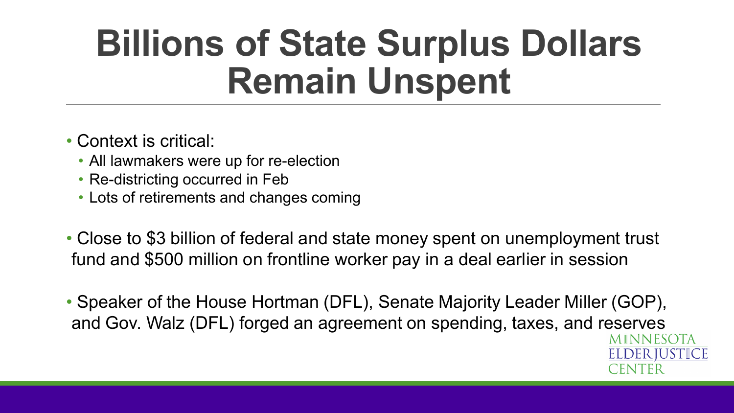# Billions of State Surplus Dollars Remain Unspent

- Context is critical:
  - All lawmakers were up for re-election
  - Re-districting occurred in Feb
  - Lots of retirements and changes coming
- Close to $3 billion of federal and state money spent on unemployment trust fund and $500 million on frontline worker pay in a deal earlier in session
- Speaker of the House Hortman (DFL), Senate Majority Leader Miller (GOP), and Gov. Walz (DFL) forged an agreement on spending, taxes, and reserves

MINNESOTA ELDER JUSTICE CENTER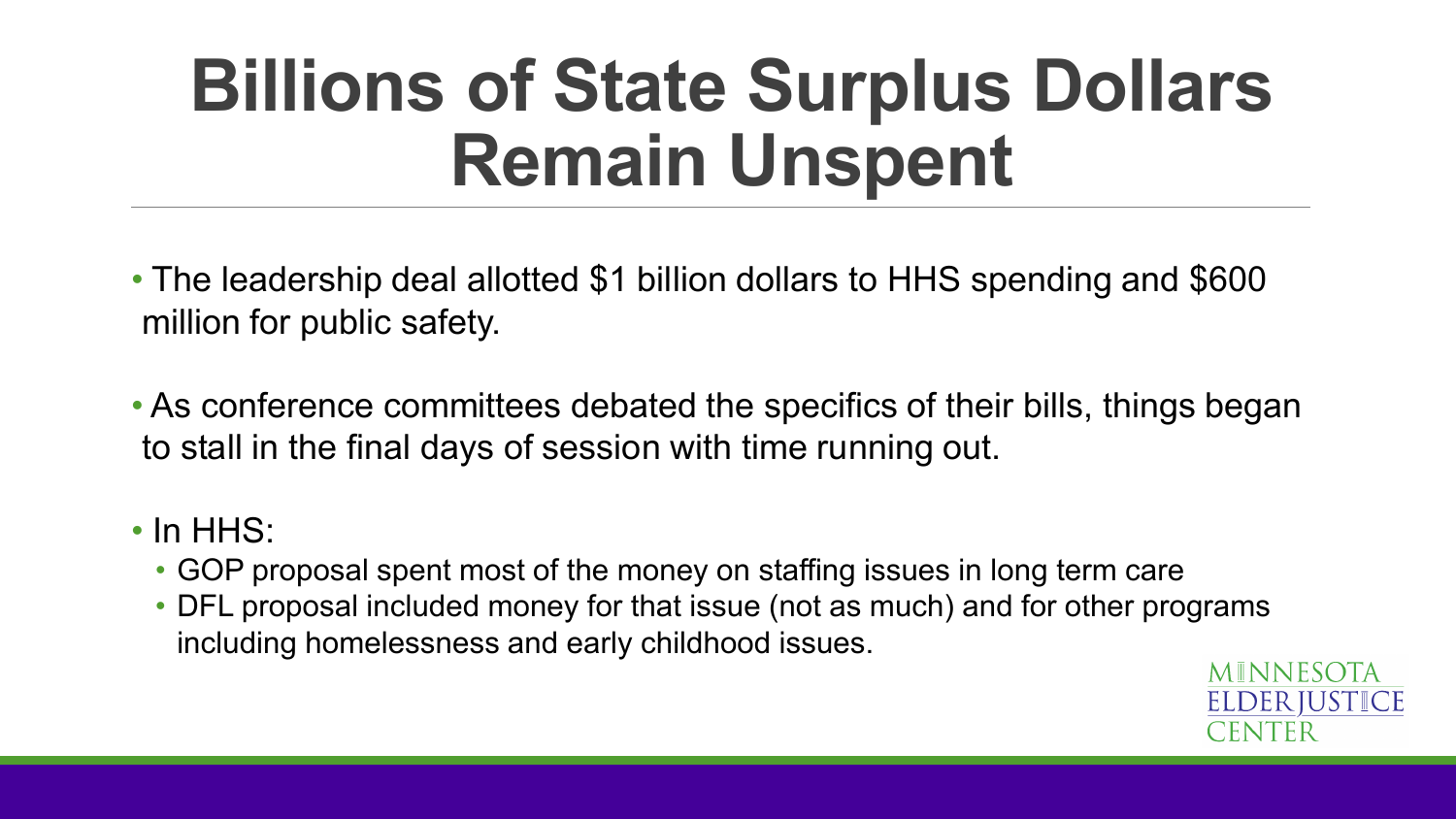# Billions of State Surplus Dollars Remain Unspent

- The leadership deal allotted $1 billion dollars to HHS spending and $600 million for public safety.
- As conference committees debated the specifics of their bills, things began to stall in the final days of session with time running out.
- In HHS:
  - GOP proposal spent most of the money on staffing issues in long term care
  - DFL proposal included money for that issue (not as much) and for other programs including homelessness and early childhood issues.

MINNESOTA ELDER JUSTICE CENTER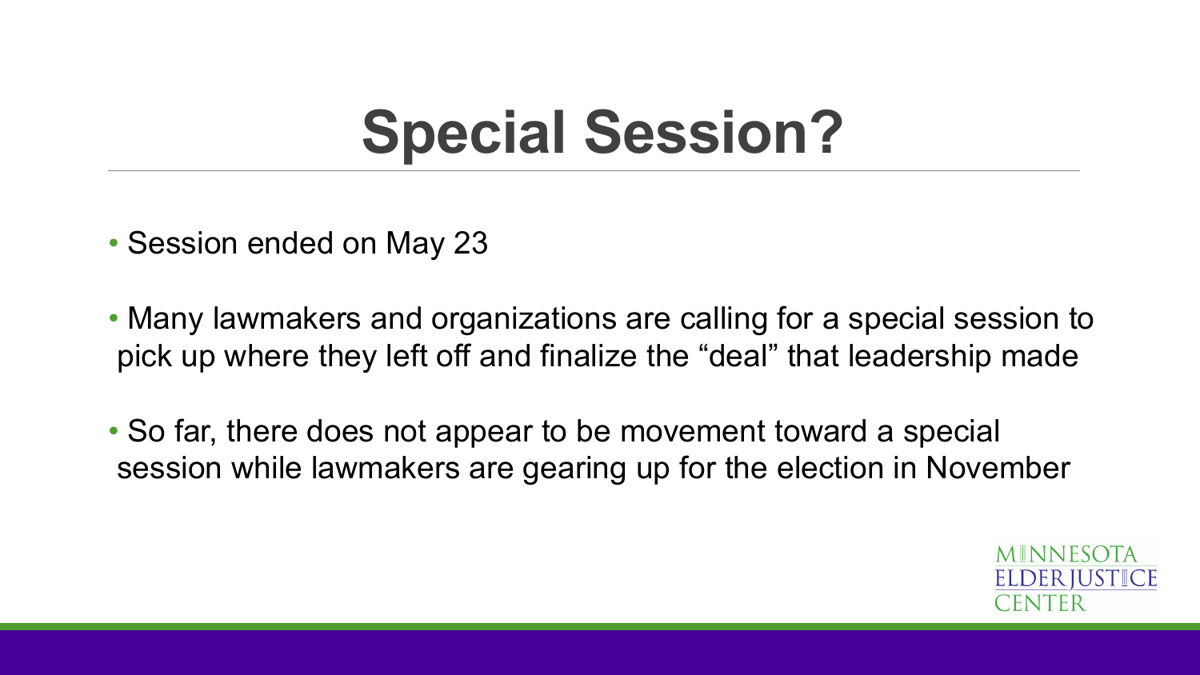# Special Session?

- Session ended on May 23
- Many lawmakers and organizations are calling for a special session to pick up where they left off and finalize the “deal” that leadership made
- So far, there does not appear to be movement toward a special session while lawmakers are gearing up for the election in November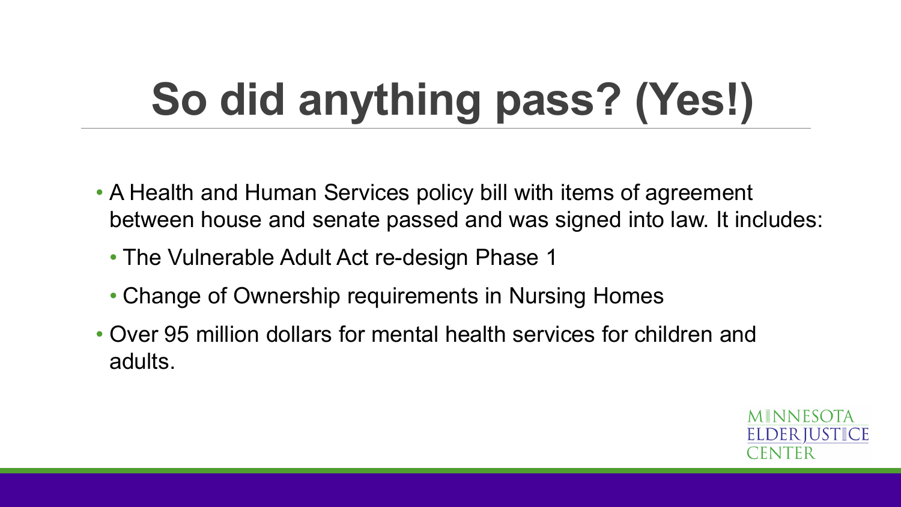# So did anything pass? (Yes!)

- A Health and Human Services policy bill with items of agreement between house and senate passed and was signed into law. It includes:
  - The Vulnerable Adult Act re-design Phase 1
  - Change of Ownership requirements in Nursing Homes
- Over 95 million dollars for mental health services for children and adults.

MINNESOTA ELDER JUSTICE CENTER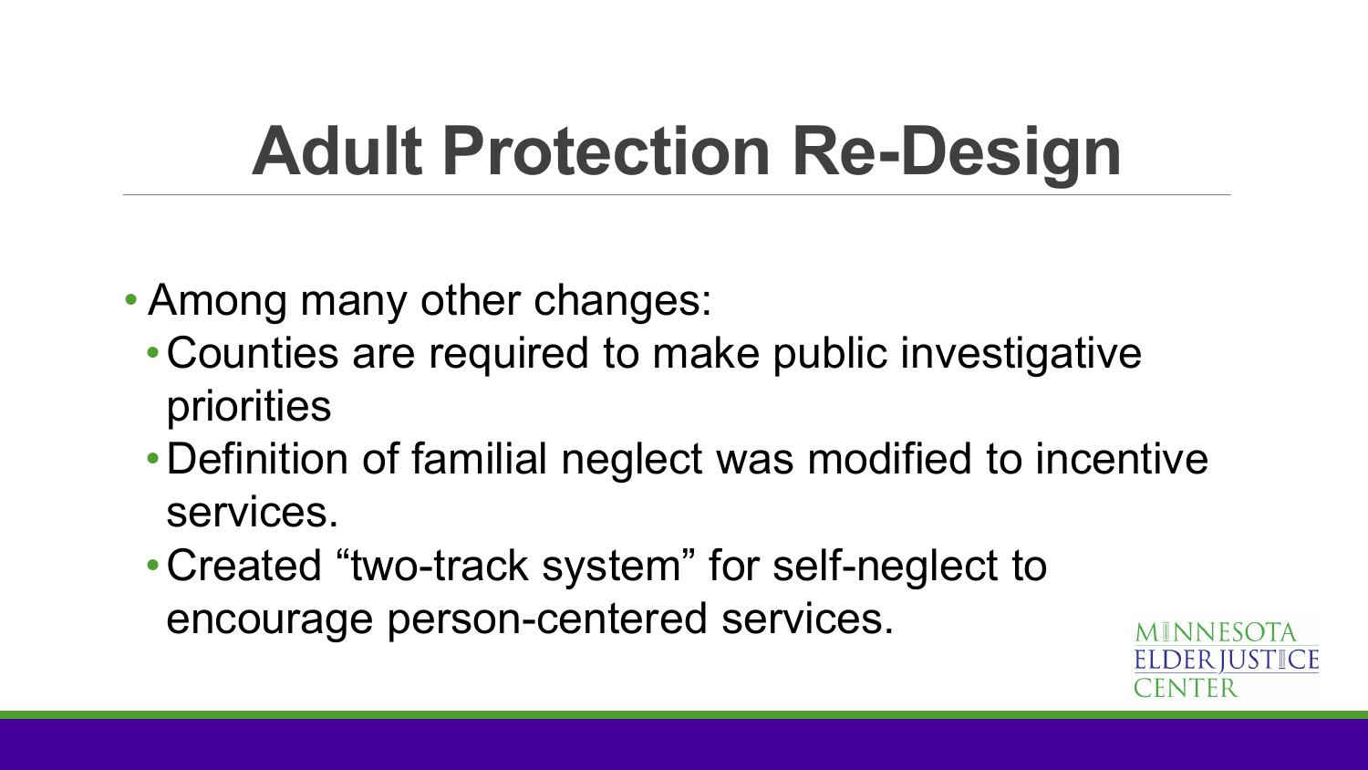# Adult Protection Re-Design

- Among many other changes:
  - Counties are required to make public investigative priorities
  - Definition of familial neglect was modified to incentive services.
  - Created "two-track system" for self-neglect to encourage person-centered services.

MINNESOTA ELDER JUSTICE CENTER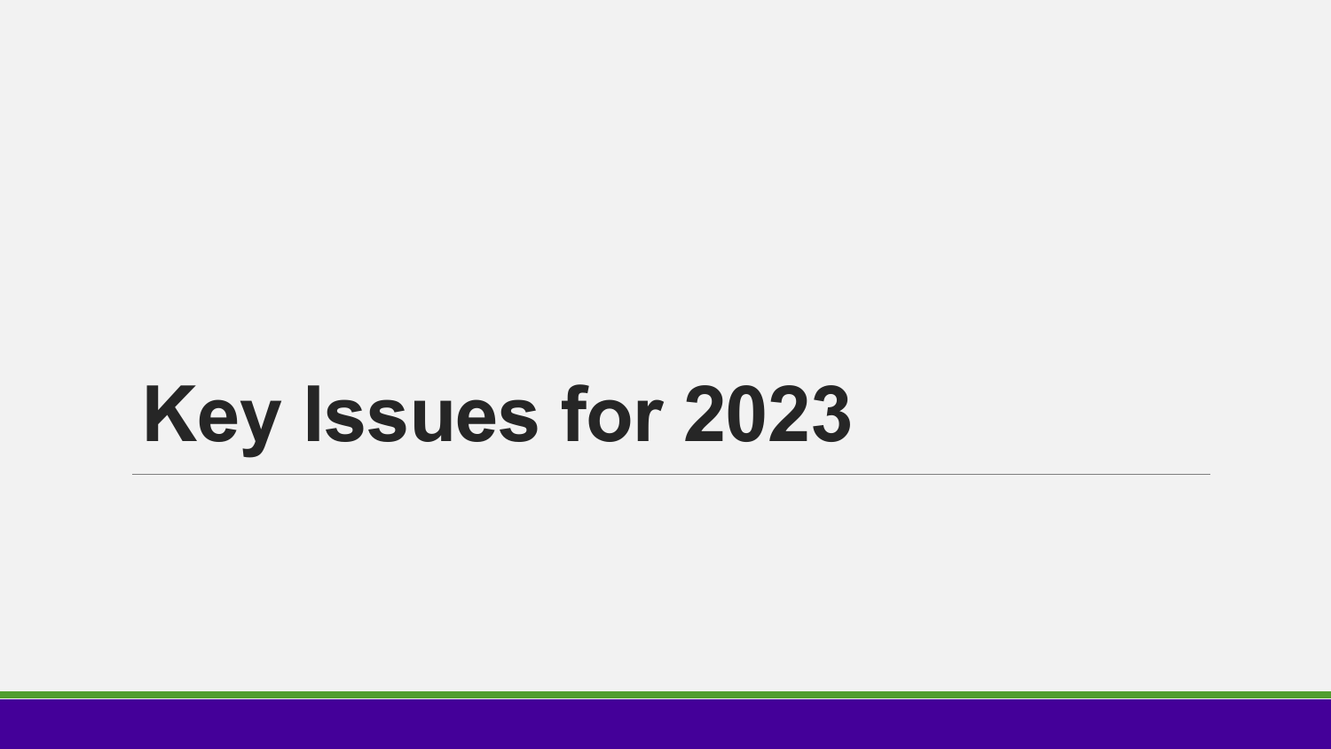# Key Issues for 2023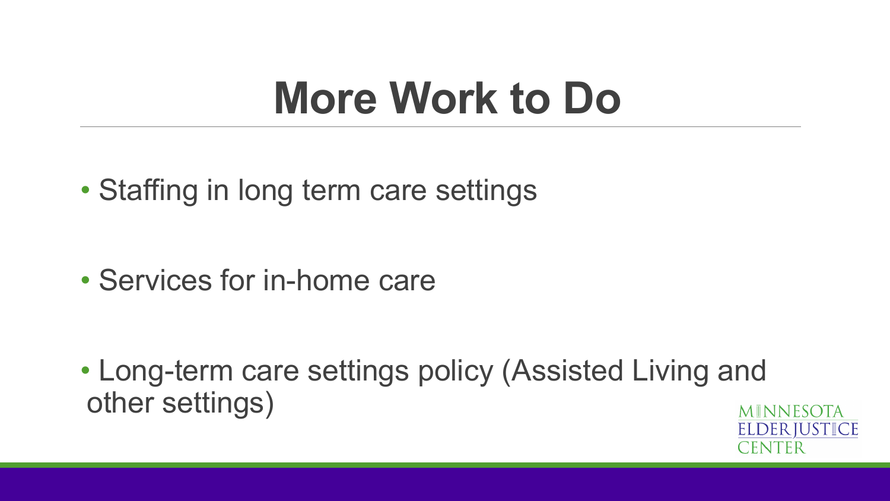# More Work to Do

- Staffing in long term care settings
- Services for in-home care
- Long-term care settings policy (Assisted Living and other settings)

MINNESOTA ELDER JUSTICE CENTER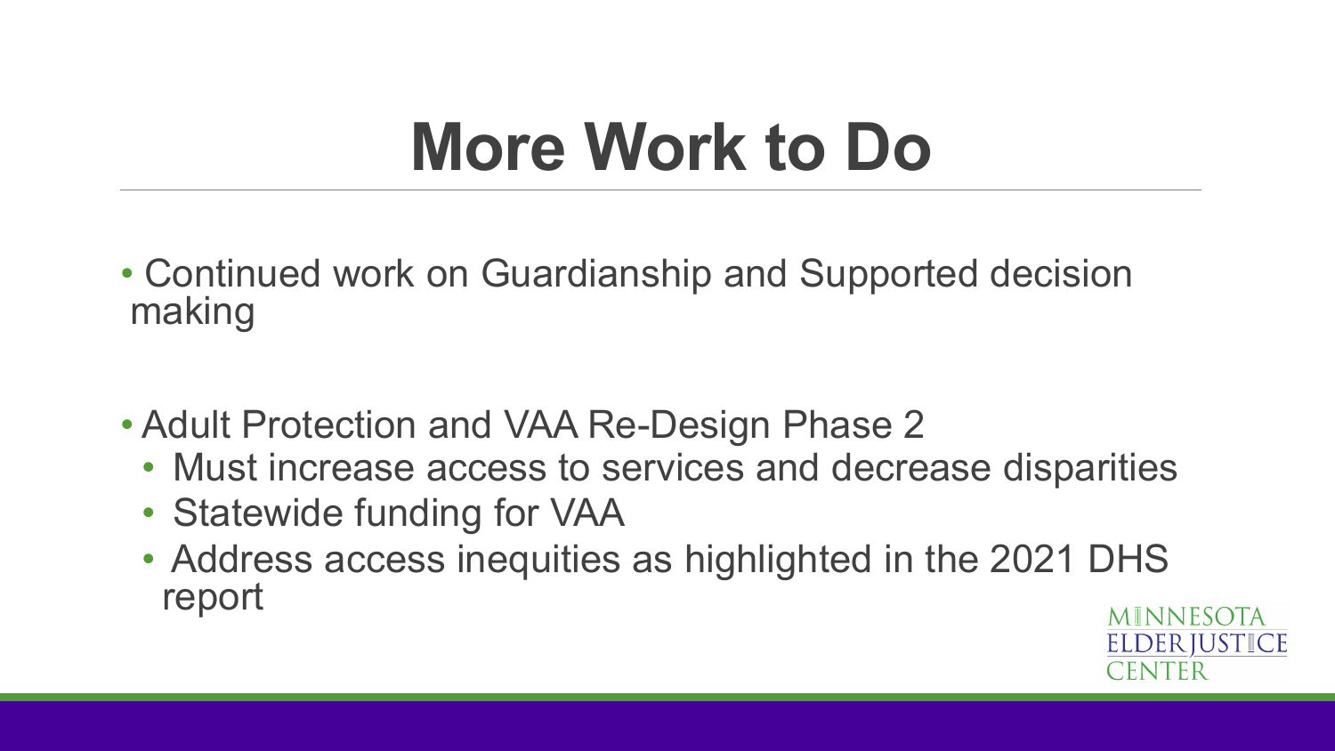# More Work to Do

- Continued work on Guardianship and Supported decision making
- Adult Protection and VAA Re-Design Phase 2
  - Must increase access to services and decrease disparities
  - Statewide funding for VAA
  - Address access inequities as highlighted in the 2021 DHS report

MINNESOTA ELDER JUSTICE CENTER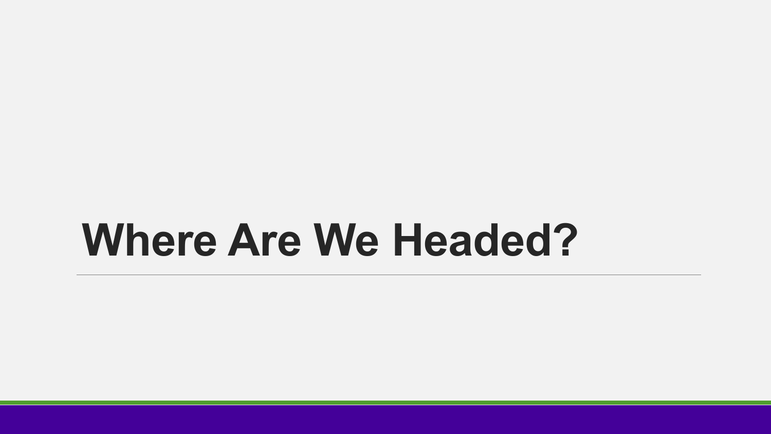# Where Are We Headed?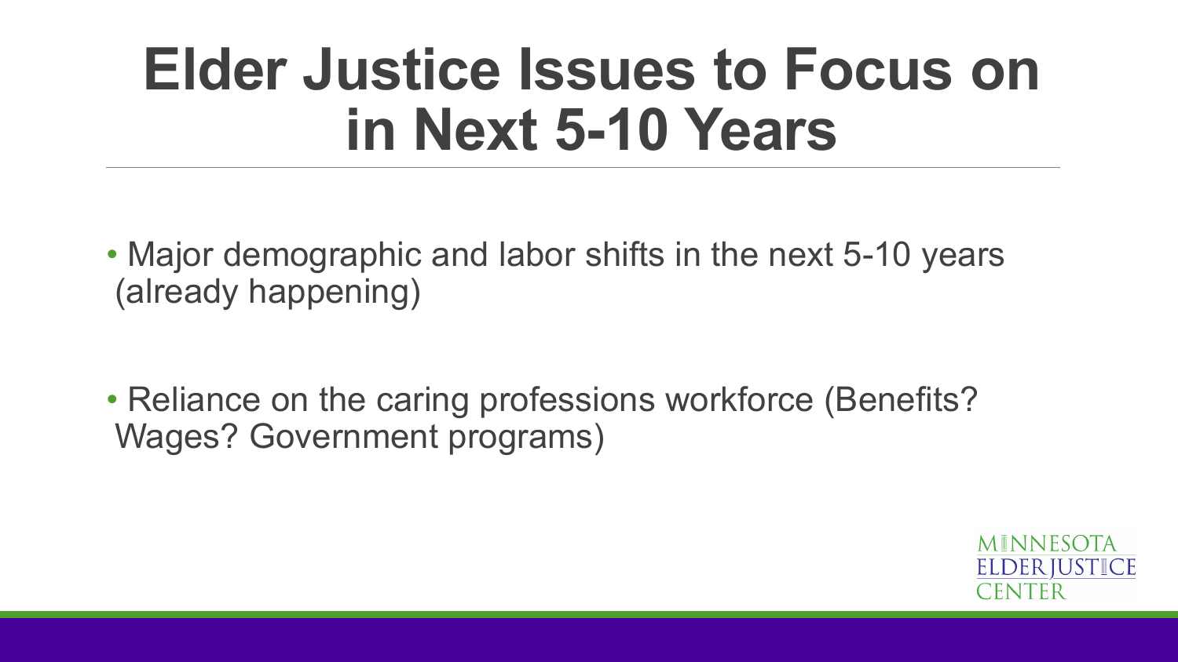# Elder Justice Issues to Focus on in Next 5-10 Years

- Major demographic and labor shifts in the next 5-10 years (already happening)

- Reliance on the caring professions workforce (Benefits? Wages? Government programs)

MINNESOTA ELDER JUSTICE CENTER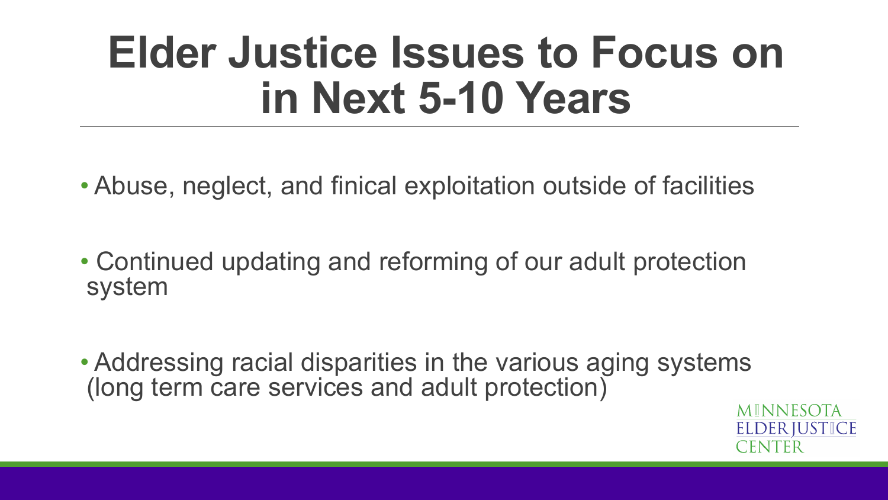# Elder Justice Issues to Focus on in Next 5-10 Years

- Abuse, neglect, and finical exploitation outside of facilities
- Continued updating and reforming of our adult protection system
- Addressing racial disparities in the various aging systems (long term care services and adult protection)

MINNESOTA ELDER JUSTICE CENTER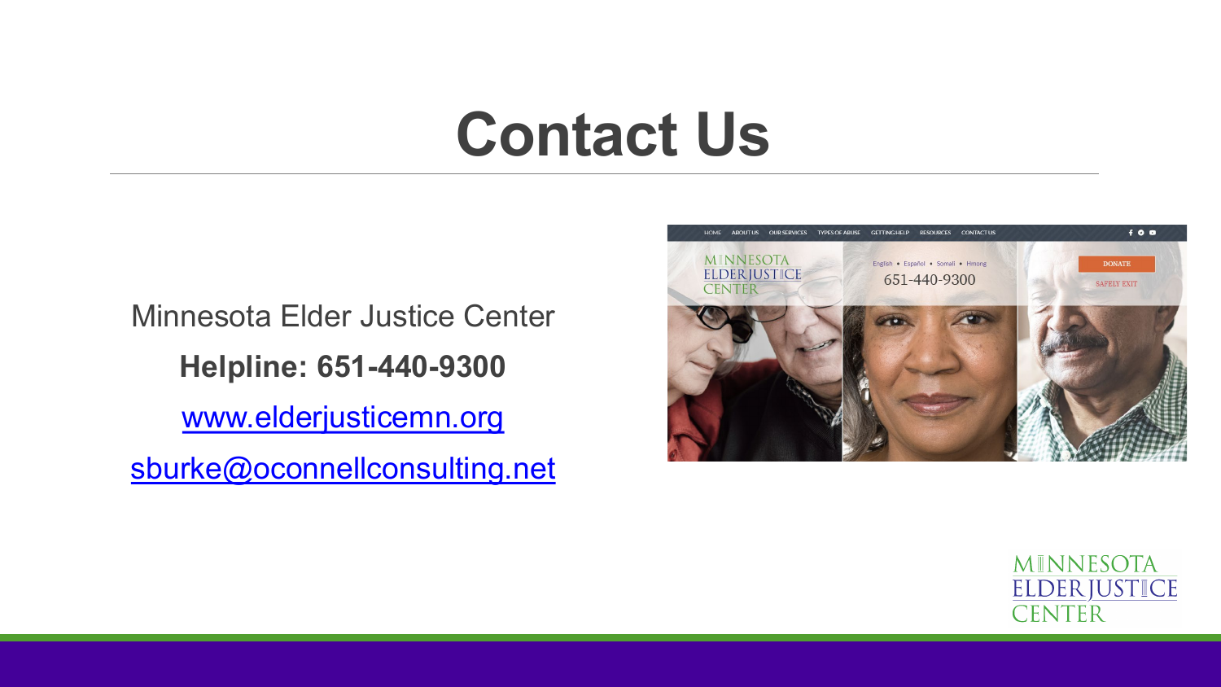# Contact Us

Minnesota Elder Justice Center

**Helpline: 651-440-9300**

www.elderjusticemn.org

sburke@oconnellconsulting.net